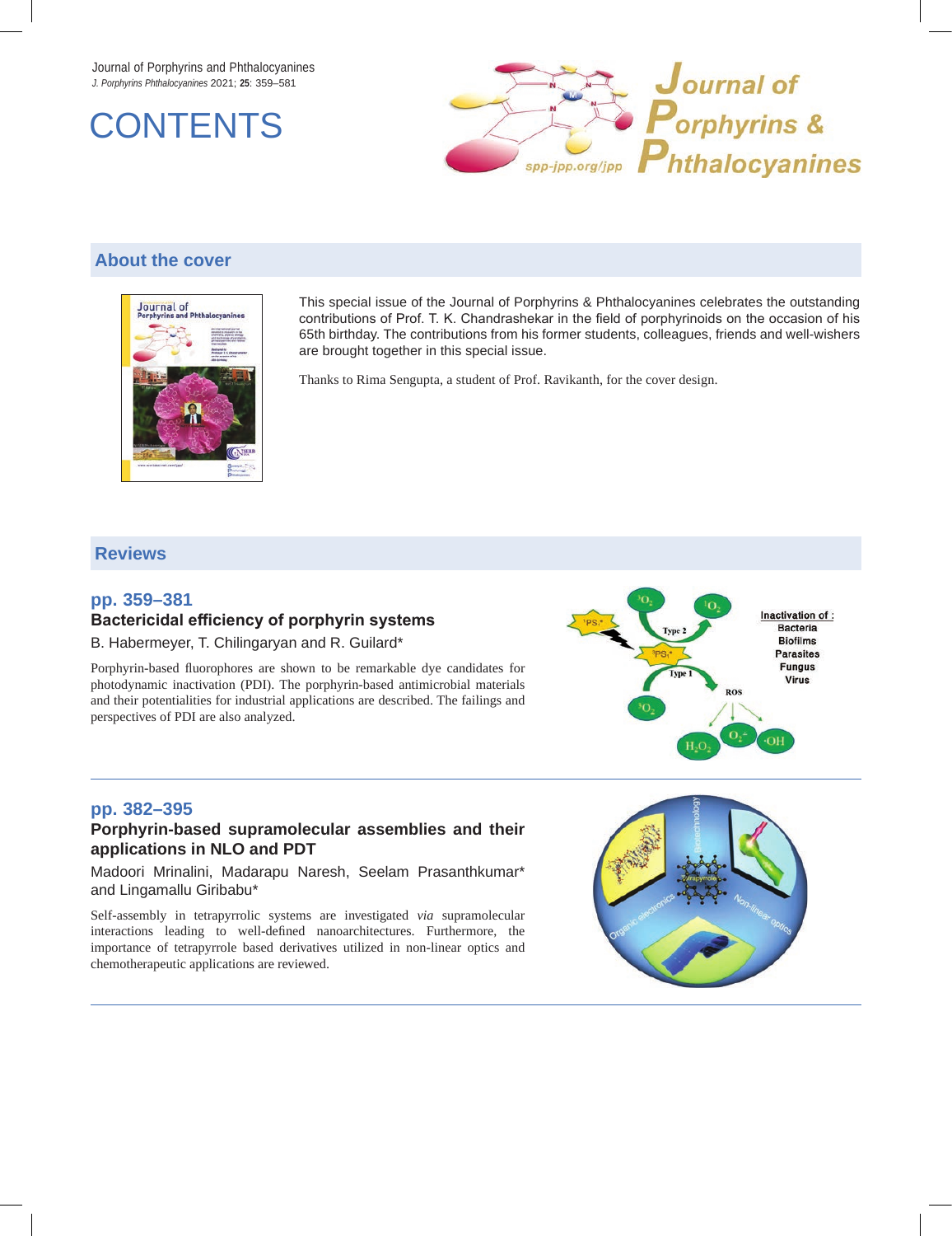# CONTENTS

## About the cover

This special issue of the Journal of Porphyrins & Phthalocyanines celebrates the outstanding contributions of Prof. T. K. Chandrashekar in the field of porphyrinoids on the occasion of his 65th birthday. The contributions from his former students, colleagues, friends and well-wishers are brought together in this special issue.

Thanks to Rima Sengupta, a student of Prof. Ravikanth, for the cover design.

## Reviews

### pp. 359–381

**Bactericidal efficiency of porphyrin systems**

B. Habermeyer, T. Chilingaryan and R. Guilard*

Porphyrin-based fluorophores are shown to be remarkable dye candidates for photodynamic inactivation (PDI). The porphyrin-based antimicrobial materials and their potentialities for industrial applications are described. The failings and perspectives of PDI are also analyzed.

### pp. 382–395

**Porphyrin-based supramolecular assemblies and their applications in NLO and PDT**

Madoori Mrinalini, Madarapu Naresh, Seelam Prasanthkumar* and Lingamallu Giribabu*

Self-assembly in tetrapyrrolic systems are investigated *via* supramolecular interactions leading to well-defined nanoarchitectures. Furthermore, the importance of tetrapyrrole based derivatives utilized in non-linear optics and chemotherapeutic applications are reviewed.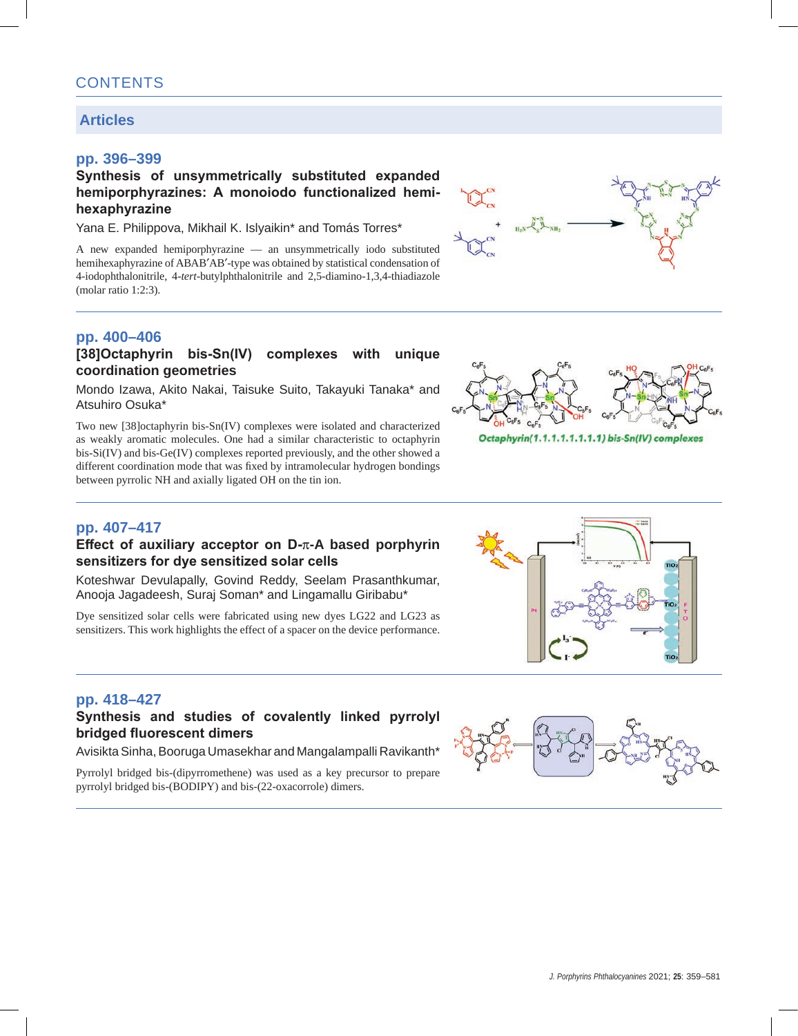# CONTENTS

## Articles

### pp. 396–399

**Synthesis of unsymmetrically substituted expanded hemiporphyrazines: A monoiodo functionalized hemihexaphyrazine**

Yana E. Philippova, Mikhail K. Islyaikin* and Tomás Torres*

A new expanded hemiporphyrazine — an unsymmetrically iodo substituted hemihexaphyrazine of ABAB′AB′-type was obtained by statistical condensation of 4-iodophthalonitrile, 4-*tert*-butylphthalonitrile and 2,5-diamino-1,3,4-thiadiazole (molar ratio 1:2:3).

### pp. 400–406

**[38]Octaphyrin bis-Sn(IV) complexes with unique coordination geometries**

Mondo Izawa, Akito Nakai, Taisuke Suito, Takayuki Tanaka* and Atsuhiro Osuka*

Two new [38]octaphyrin bis-Sn(IV) complexes were isolated and characterized as weakly aromatic molecules. One had a similar characteristic to octaphyrin bis-Si(IV) and bis-Ge(IV) complexes reported previously, and the other showed a different coordination mode that was fixed by intramolecular hydrogen bondings between pyrrolic NH and axially ligated OH on the tin ion.

### pp. 407–417

**Effect of auxiliary acceptor on D-π-A based porphyrin sensitizers for dye sensitized solar cells**

Koteshwar Devulapally, Govind Reddy, Seelam Prasanthkumar, Anooja Jagadeesh, Suraj Soman* and Lingamallu Giribabu*

Dye sensitized solar cells were fabricated using new dyes LG22 and LG23 as sensitizers. This work highlights the effect of a spacer on the device performance.

### pp. 418–427

**Synthesis and studies of covalently linked pyrrolyl bridged fluorescent dimers**

Avisikta Sinha, Booruga Umasekhar and Mangalampalli Ravikanth*

Pyrrolyl bridged bis-(dipyrromethene) was used as a key precursor to prepare pyrrolyl bridged bis-(BODIPY) and bis-(22-oxacorrole) dimers.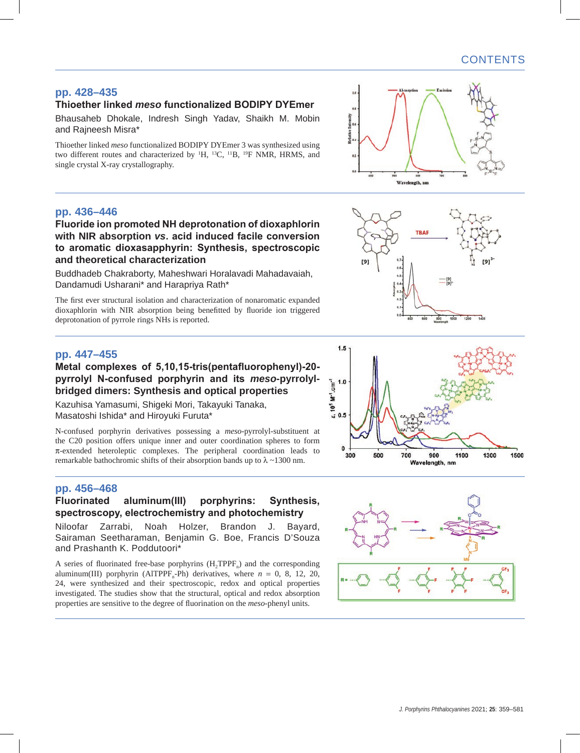## pp. 428–435

### Thioether linked *meso* functionalized BODIPY DYEmer

Bhausaheb Dhokale, Indresh Singh Yadav, Shaikh M. Mobin and Rajneesh Misra*

Thioether linked *meso* functionalized BODIPY DYEmer 3 was synthesized using two different routes and characterized by $^{1}$H, $^{13}$C, $^{11}$B, $^{19}$F NMR, HRMS, and single crystal X-ray crystallography.

## pp. 436–446

### Fluoride ion promoted NH deprotonation of dioxaphlorin with NIR absorption *vs*. acid induced facile conversion to aromatic dioxasapphyrin: Synthesis, spectroscopic and theoretical characterization

Buddhadeb Chakraborty, Maheshwari Horalavadi Mahadavaiah, Dandamudi Usharani* and Harapriya Rath*

The first ever structural isolation and characterization of nonaromatic expanded dioxaphlorin with NIR absorption being benefitted by fluoride ion triggered deprotonation of pyrrole rings NHs is reported.

## pp. 447–455

### Metal complexes of 5,10,15-tris(pentafluorophenyl)-20-pyrrolyl N-confused porphyrin and its *meso*-pyrrolyl-bridged dimers: Synthesis and optical properties

Kazuhisa Yamasumi, Shigeki Mori, Takayuki Tanaka, Masatoshi Ishida* and Hiroyuki Furuta*

N-confused porphyrin derivatives possessing a *meso*-pyrrolyl-substituent at the C20 position offers unique inner and outer coordination spheres to form $\pi$-extended heteroleptic complexes. The peripheral coordination leads to remarkable bathochromic shifts of their absorption bands up to $\lambda$ ~1300 nm.

## pp. 456–468

### Fluorinated aluminum(III) porphyrins: Synthesis, spectroscopy, electrochemistry and photochemistry

Niloofar Zarrabi, Noah Holzer, Brandon J. Bayard, Sairaman Seetharaman, Benjamin G. Boe, Francis D'Souza and Prashanth K. Poddutoori*

A series of fluorinated free-base porphyrins ($H_2TPPF_n$) and the corresponding aluminum(III) porphyrin ($AlTPPF_n$-Ph) derivatives, where $n$ = 0, 8, 12, 20, 24, were synthesized and their spectroscopic, redox and optical properties investigated. The studies show that the structural, optical and redox absorption properties are sensitive to the degree of fluorination on the *meso*-phenyl units.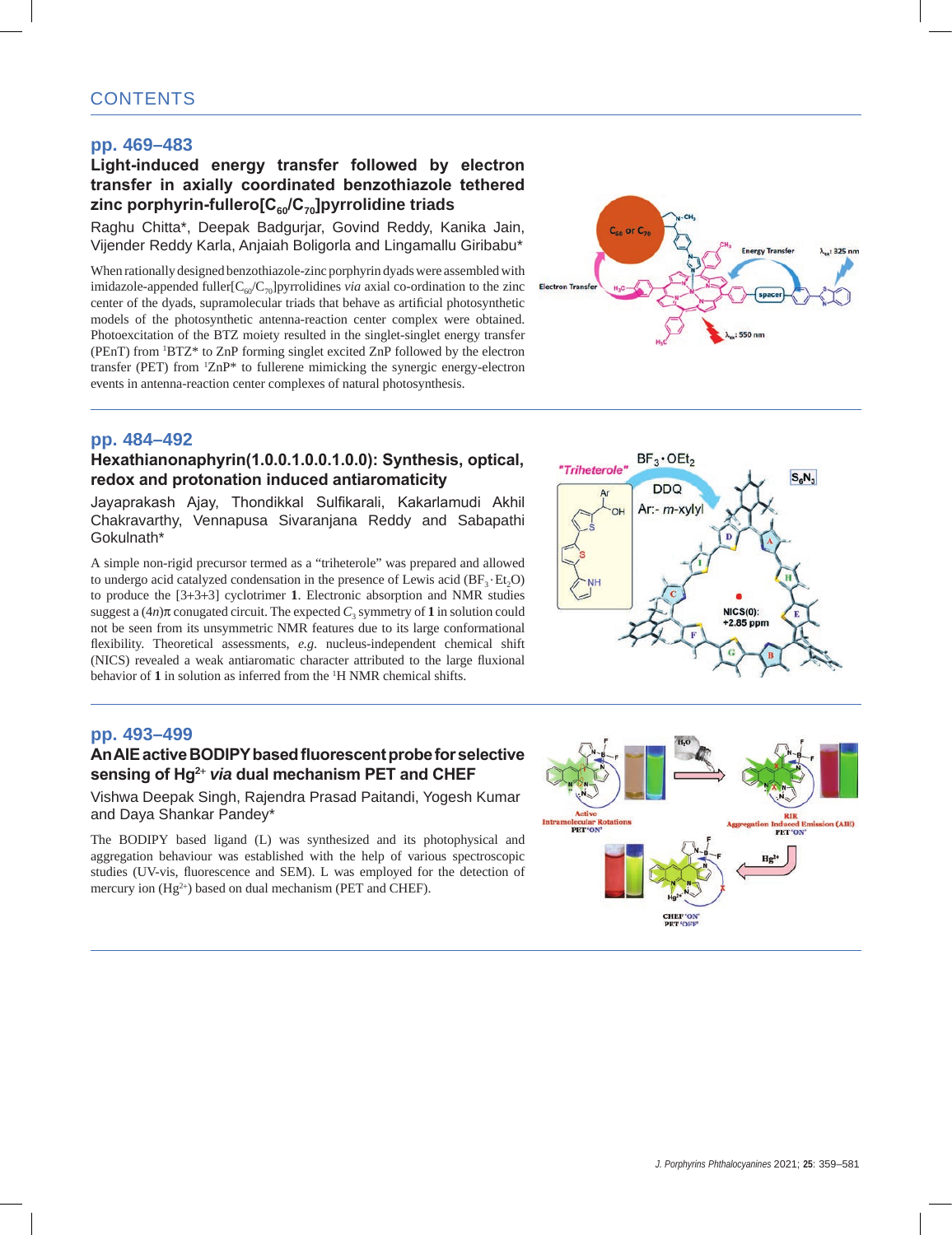# CONTENTS

## pp. 469–483

### Light-induced energy transfer followed by electron transfer in axially coordinated benzothiazole tethered zinc porphyrin-fullero[$C_{60}$/$C_{70}$]pyrrolidine triads

Raghu Chitta*, Deepak Badgurjar, Govind Reddy, Kanika Jain, Vijender Reddy Karla, Anjaiah Boligorla and Lingamallu Giribabu*

When rationally designed benzothiazole-zinc porphyrin dyads were assembled with imidazole-appended fuller[$C_{60}$/$C_{70}$]pyrrolidines *via* axial co-ordination to the zinc center of the dyads, supramolecular triads that behave as artificial photosynthetic models of the photosynthetic antenna-reaction center complex were obtained. Photoexcitation of the BTZ moiety resulted in the singlet-singlet energy transfer (PEnT) from $^1$BTZ* to ZnP forming singlet excited ZnP followed by the electron transfer (PET) from $^1$ZnP* to fullerene mimicking the synergic energy-electron events in antenna-reaction center complexes of natural photosynthesis.

## pp. 484–492

### Hexathianonaphyrin(1.0.0.1.0.0.1.0.0): Synthesis, optical, redox and protonation induced antiaromaticity

Jayaprakash Ajay, Thondikkal Sulfikarali, Kakarlamudi Akhil Chakravarthy, Vennapusa Sivaranjana Reddy and Sabapathi Gokulnath*

A simple non-rigid precursor termed as a "triheterole" was prepared and allowed to undergo acid catalyzed condensation in the presence of Lewis acid ($BF_3 \cdot Et_2O$) to produce the [3+3+3] cyclotrimer **1**. Electronic absorption and NMR studies suggest a $(4n)\pi$ conugated circuit. The expected $C_3$ symmetry of **1** in solution could not be seen from its unsymmetric NMR features due to its large conformational flexibility. Theoretical assessments, *e.g.* nucleus-independent chemical shift (NICS) revealed a weak antiaromatic character attributed to the large fluxional behavior of **1** in solution as inferred from the $^1$H NMR chemical shifts.

## pp. 493–499

### An AIE active BODIPY based fluorescent probe for selective sensing of $Hg^{2+}$ *via* dual mechanism PET and CHEF

Vishwa Deepak Singh, Rajendra Prasad Paitandi, Yogesh Kumar and Daya Shankar Pandey*

The BODIPY based ligand (L) was synthesized and its photophysical and aggregation behaviour was established with the help of various spectroscopic studies (UV-vis, fluorescence and SEM). L was employed for the detection of mercury ion ($Hg^{2+}$) based on dual mechanism (PET and CHEF).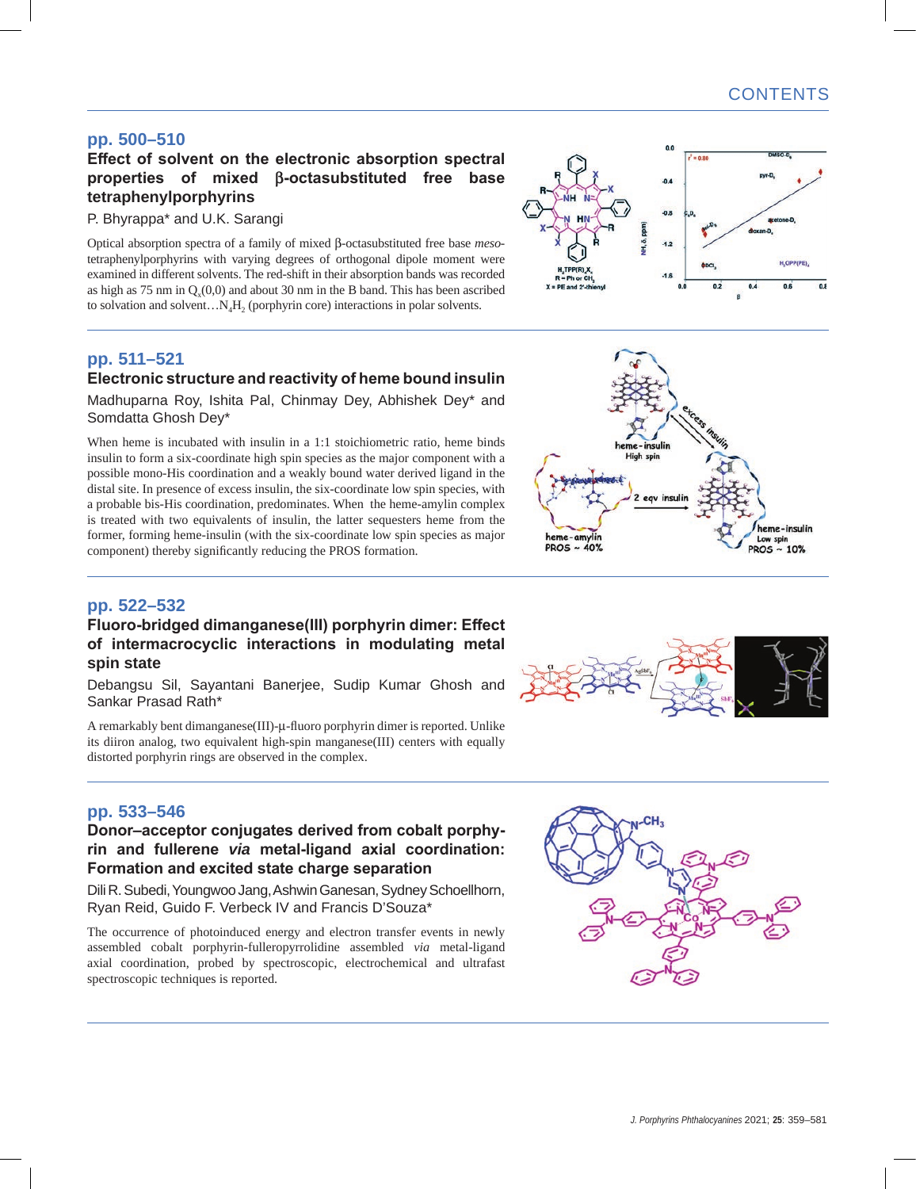# CONTENTS

## pp. 500–510

### Effect of solvent on the electronic absorption spectral properties of mixed β-octasubstituted free base tetraphenylporphyrins

P. Bhyrappa* and U.K. Sarangi

Optical absorption spectra of a family of mixed β-octasubstituted free base *meso*-tetraphenylporphyrins with varying degrees of orthogonal dipole moment were examined in different solvents. The red-shift in their absorption bands was recorded as high as 75 nm in $Q_x(0,0)$ and about 30 nm in the B band. This has been ascribed to solvation and solvent…$N_4H_2$ (porphyrin core) interactions in polar solvents.

## pp. 511–521

### Electronic structure and reactivity of heme bound insulin

Madhuparna Roy, Ishita Pal, Chinmay Dey, Abhishek Dey* and Somdatta Ghosh Dey*

When heme is incubated with insulin in a 1:1 stoichiometric ratio, heme binds insulin to form a six-coordinate high spin species as the major component with a possible mono-His coordination and a weakly bound water derived ligand in the distal site. In presence of excess insulin, the six-coordinate low spin species, with a probable bis-His coordination, predominates. When the heme-amylin complex is treated with two equivalents of insulin, the latter sequesters heme from the former, forming heme-insulin (with the six-coordinate low spin species as major component) thereby significantly reducing the PROS formation.

## pp. 522–532

### Fluoro-bridged dimanganese(III) porphyrin dimer: Effect of intermacrocyclic interactions in modulating metal spin state

Debangsu Sil, Sayantani Banerjee, Sudip Kumar Ghosh and Sankar Prasad Rath*

A remarkably bent dimanganese(III)-μ-fluoro porphyrin dimer is reported. Unlike its diiron analog, two equivalent high-spin manganese(III) centers with equally distorted porphyrin rings are observed in the complex.

## pp. 533–546

### Donor–acceptor conjugates derived from cobalt porphyrin and fullerene *via* metal-ligand axial coordination: Formation and excited state charge separation

Dili R. Subedi, Youngwoo Jang, Ashwin Ganesan, Sydney Schoellhorn, Ryan Reid, Guido F. Verbeck IV and Francis D'Souza*

The occurrence of photoinduced energy and electron transfer events in newly assembled cobalt porphyrin-fulleropyrrolidine assembled *via* metal-ligand axial coordination, probed by spectroscopic, electrochemical and ultrafast spectroscopic techniques is reported.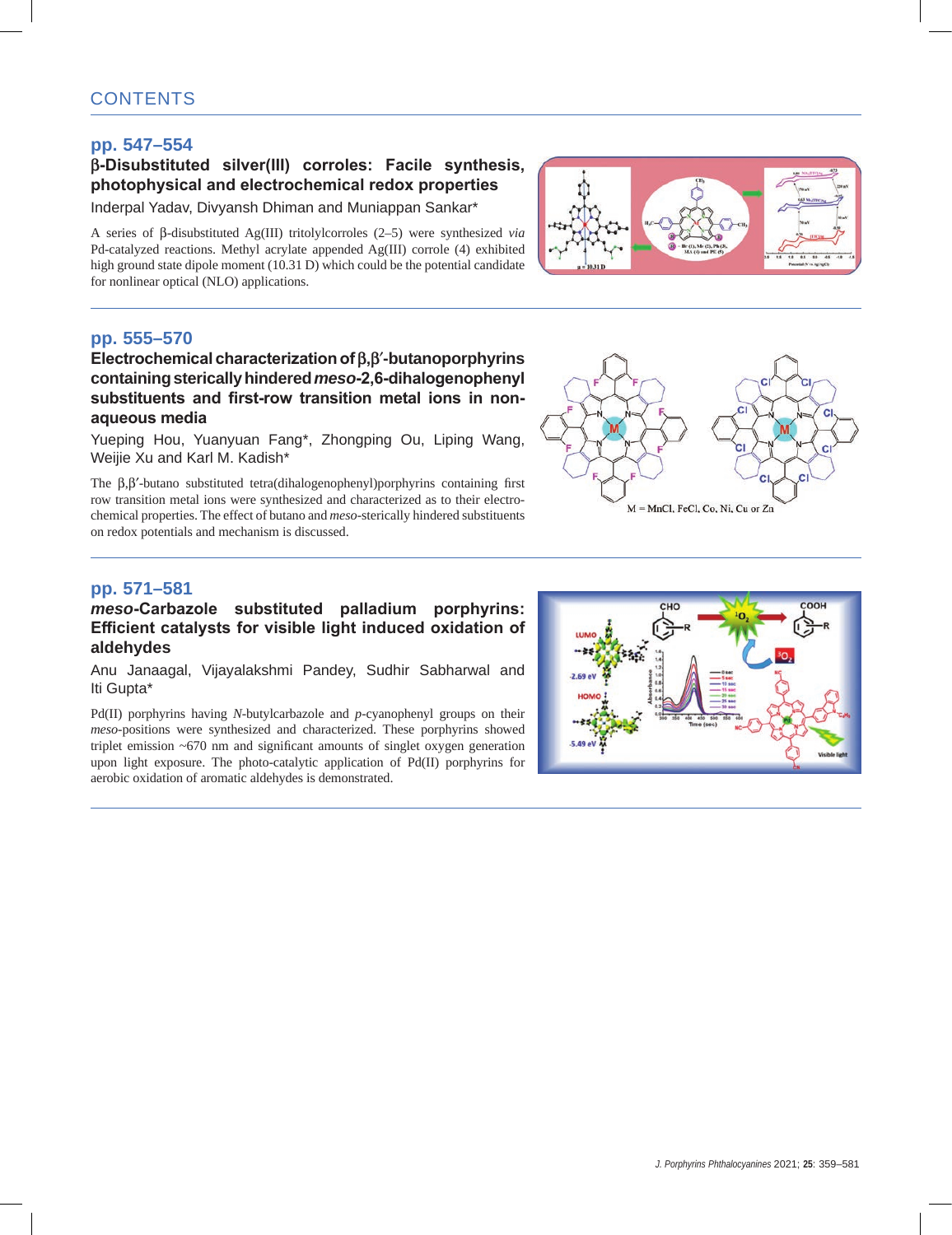# CONTENTS

## pp. 547–554

### β-Disubstituted silver(III) corroles: Facile synthesis, photophysical and electrochemical redox properties

Inderpal Yadav, Divyansh Dhiman and Muniappan Sankar*

A series of β-disubstituted Ag(III) tritolylcorroles (2–5) were synthesized *via* Pd-catalyzed reactions. Methyl acrylate appended Ag(III) corrole (4) exhibited high ground state dipole moment (10.31 D) which could be the potential candidate for nonlinear optical (NLO) applications.

## pp. 555–570

### Electrochemical characterization of β,β′-butanoporphyrins containing sterically hindered *meso*-2,6-dihalogenophenyl substituents and first-row transition metal ions in non-aqueous media

Yueping Hou, Yuanyuan Fang*, Zhongping Ou, Liping Wang, Weijie Xu and Karl M. Kadish*

The β,β′-butano substituted tetra(dihalogenophenyl)porphyrins containing first row transition metal ions were synthesized and characterized as to their electrochemical properties. The effect of butano and *meso*-sterically hindered substituents on redox potentials and mechanism is discussed.

M = MnCl, FeCl, Co, Ni, Cu or Zn

## pp. 571–581

### *meso*-Carbazole substituted palladium porphyrins: Efficient catalysts for visible light induced oxidation of aldehydes

Anu Janaagal, Vijayalakshmi Pandey, Sudhir Sabharwal and Iti Gupta*

Pd(II) porphyrins having *N*-butylcarbazole and *p*-cyanophenyl groups on their *meso*-positions were synthesized and characterized. These porphyrins showed triplet emission ~670 nm and significant amounts of singlet oxygen generation upon light exposure. The photo-catalytic application of Pd(II) porphyrins for aerobic oxidation of aromatic aldehydes is demonstrated.